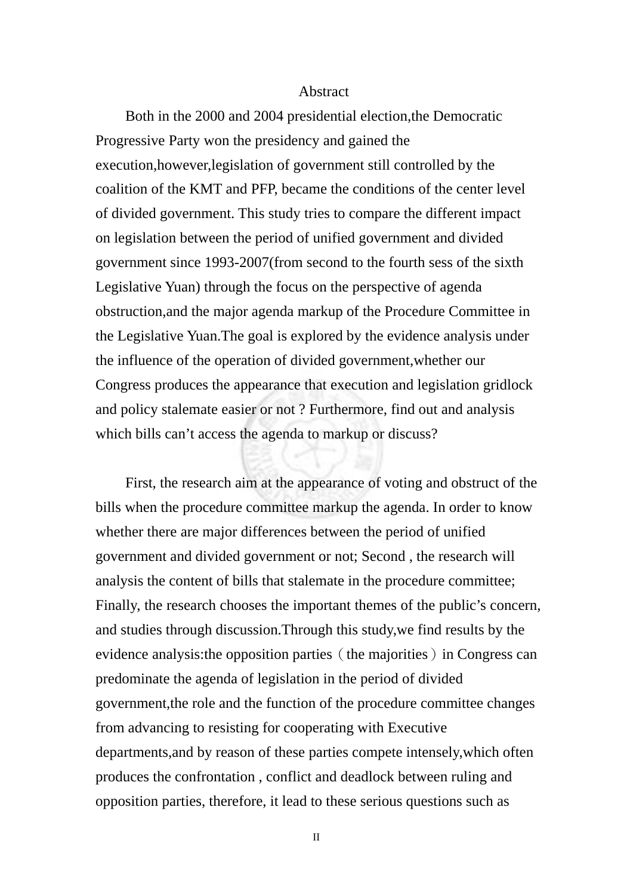# Abstract

Both in the 2000 and 2004 presidential election,the Democratic Progressive Party won the presidency and gained the execution,however,legislation of government still controlled by the coalition of the KMT and PFP, became the conditions of the center level of divided government. This study tries to compare the different impact on legislation between the period of unified government and divided government since 1993-2007(from second to the fourth sess of the sixth Legislative Yuan) through the focus on the perspective of agenda obstruction,and the major agenda markup of the Procedure Committee in the Legislative Yuan.The goal is explored by the evidence analysis under the influence of the operation of divided government,whether our Congress produces the appearance that execution and legislation gridlock and policy stalemate easier or not ? Furthermore, find out and analysis which bills can't access the agenda to markup or discuss?

First, the research aim at the appearance of voting and obstruct of the bills when the procedure committee markup the agenda. In order to know whether there are major differences between the period of unified government and divided government or not; Second , the research will analysis the content of bills that stalemate in the procedure committee; Finally, the research chooses the important themes of the public's concern, and studies through discussion.Through this study,we find results by the evidence analysis:the opposition parties（the majorities）in Congress can predominate the agenda of legislation in the period of divided government,the role and the function of the procedure committee changes from advancing to resisting for cooperating with Executive departments,and by reason of these parties compete intensely,which often produces the confrontation , conflict and deadlock between ruling and opposition parties, therefore, it lead to these serious questions such as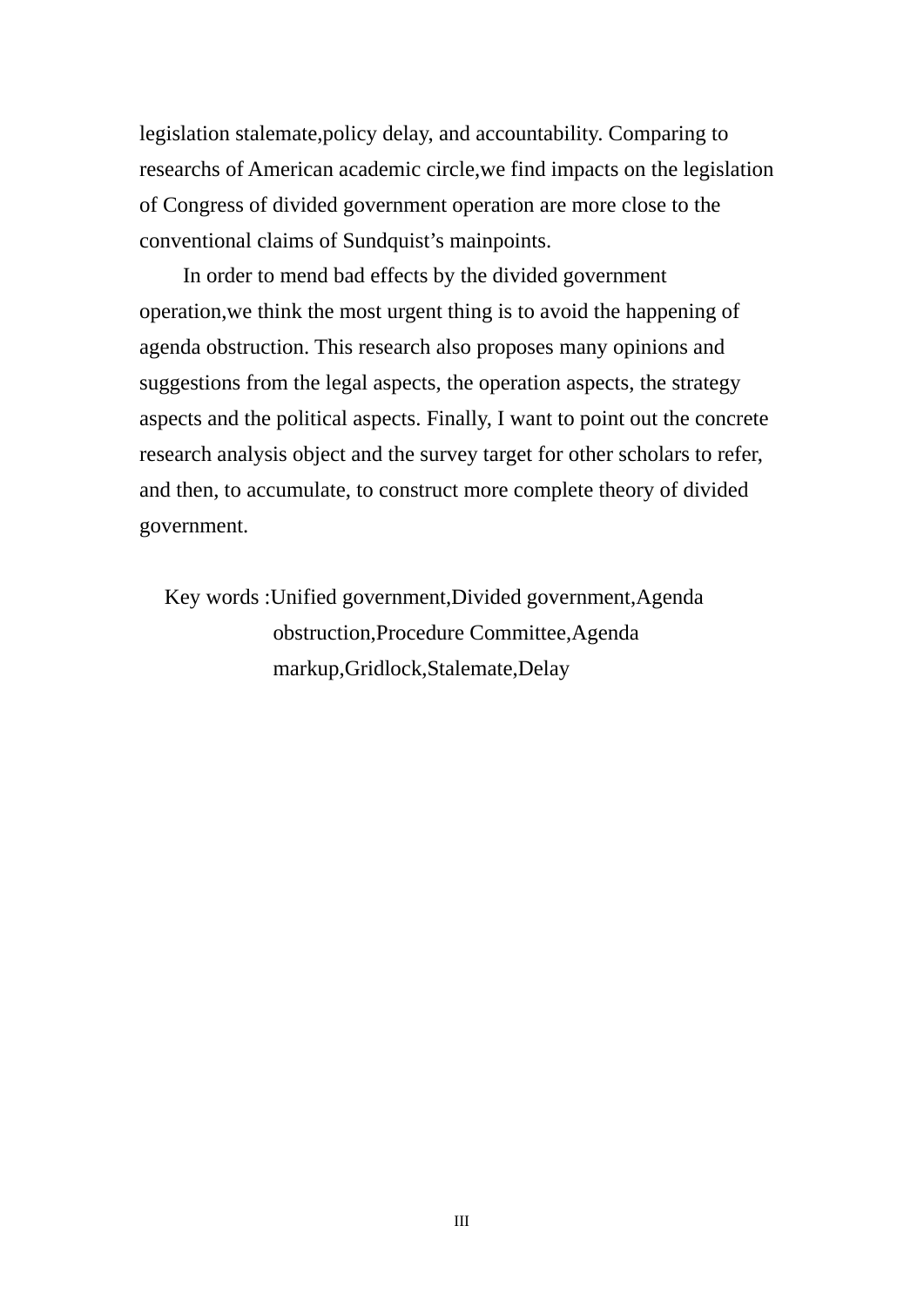legislation stalemate,policy delay, and accountability. Comparing to researchs of American academic circle,we find impacts on the legislation of Congress of divided government operation are more close to the conventional claims of Sundquist's mainpoints.

In order to mend bad effects by the divided government operation,we think the most urgent thing is to avoid the happening of agenda obstruction. This research also proposes many opinions and suggestions from the legal aspects, the operation aspects, the strategy aspects and the political aspects. Finally, I want to point out the concrete research analysis object and the survey target for other scholars to refer, and then, to accumulate, to construct more complete theory of divided government.

Key words :Unified government,Divided government,Agenda obstruction,Procedure Committee,Agenda markup,Gridlock,Stalemate,Delay